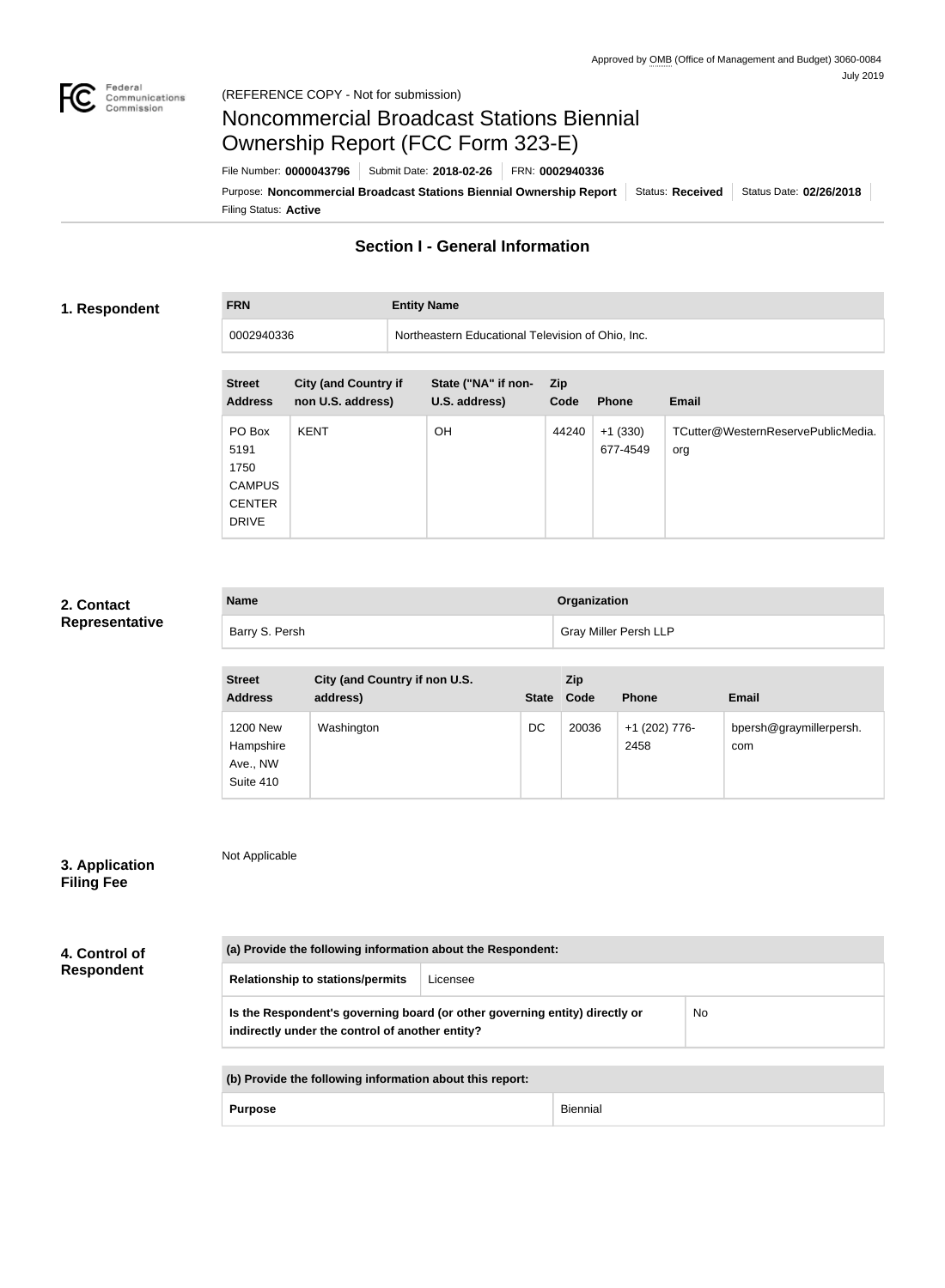Approved by OMB (Office of Management and Budget) 3060-0084
July 2019

(REFERENCE COPY - Not for submission)

# Noncommercial Broadcast Stations Biennial Ownership Report (FCC Form 323-E)

File Number: **0000043796** | Submit Date: **2018-02-26** | FRN: **0002940336**

Purpose: **Noncommercial Broadcast Stations Biennial Ownership Report** | Status: **Received** | Status Date: **02/26/2018**

Filing Status: **Active**

## Section I - General Information

### 1. Respondent

| FRN | Entity Name |
| --- | --- |
| 0002940336 | Northeastern Educational Television of Ohio, Inc. |

| Street Address | City (and Country if non U.S. address) | State ("NA" if non-U.S. address) | Zip Code | Phone | Email |
| --- | --- | --- | --- | --- | --- |
| PO Box 5191 1750 CAMPUS CENTER DRIVE | KENT | OH | 44240 | +1 (330) 677-4549 | TCutter@WesternReservePublicMedia.org |

### 2. Contact Representative

| Name | Organization |
| --- | --- |
| Barry S. Persh | Gray Miller Persh LLP |

| Street Address | City (and Country if non U.S. address) | State | Zip Code | Phone | Email |
| --- | --- | --- | --- | --- | --- |
| 1200 New Hampshire Ave., NW Suite 410 | Washington | DC | 20036 | +1 (202) 776-2458 | bpersh@graymillerpersh.com |

### 3. Application Filing Fee

Not Applicable

### 4. Control of Respondent

| (a) Provide the following information about the Respondent: | |
| --- | --- |
| Relationship to stations/permits | Licensee |
| Is the Respondent's governing board (or other governing entity) directly or indirectly under the control of another entity? | No |

| (b) Provide the following information about this report: | |
| --- | --- |
| Purpose | Biennial |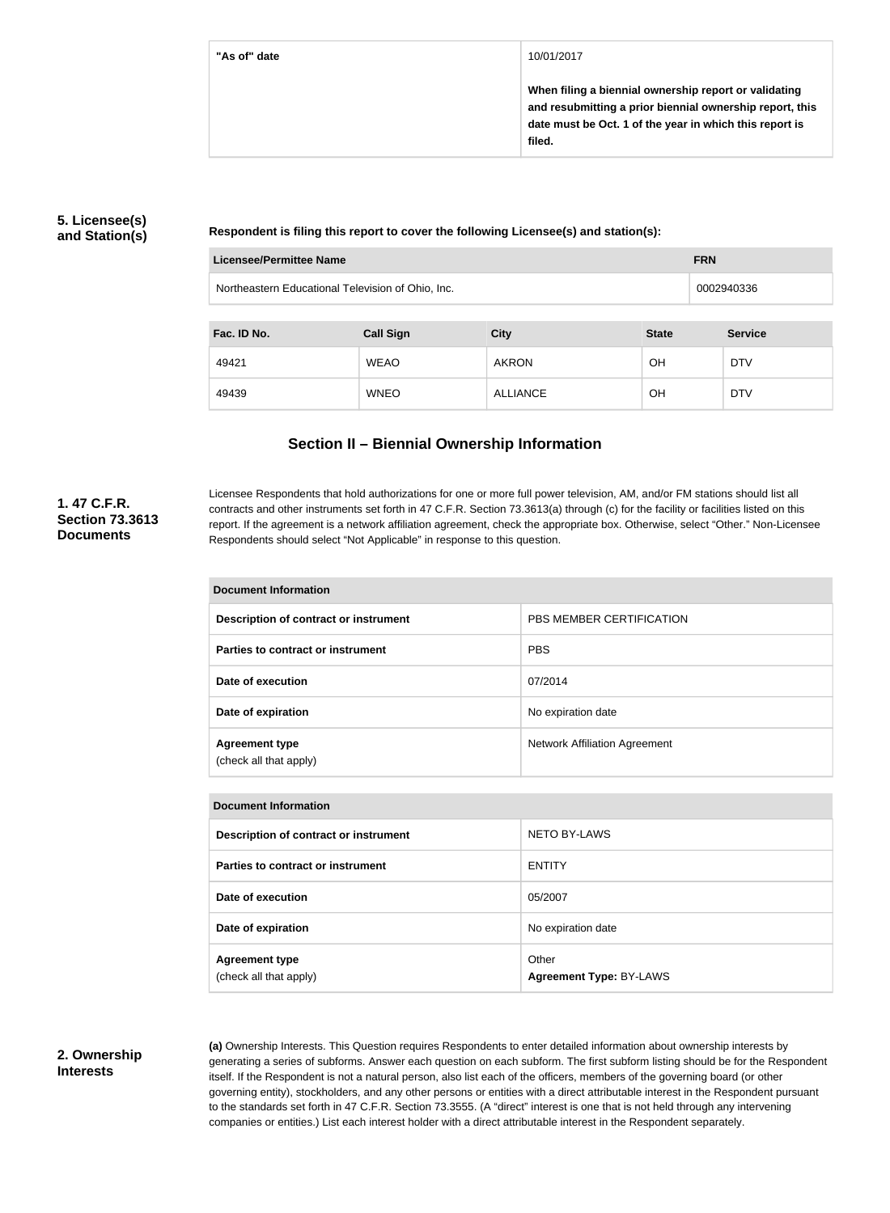| | |
|---|---|
| **"As of" date** | 10/01/2017<br><br>**When filing a biennial ownership report or validating and resubmitting a prior biennial ownership report, this date must be Oct. 1 of the year in which this report is filed.** |

## 5. Licensee(s) and Station(s)

**Respondent is filing this report to cover the following Licensee(s) and station(s):**

| Licensee/Permittee Name | FRN |
|---|---|
| Northeastern Educational Television of Ohio, Inc. | 0002940336 |

| Fac. ID No. | Call Sign | City | State | Service |
|---|---|---|---|---|
| 49421 | WEAO | AKRON | OH | DTV |
| 49439 | WNEO | ALLIANCE | OH | DTV |

## Section II – Biennial Ownership Information

### 1. 47 C.F.R. Section 73.3613 Documents

Licensee Respondents that hold authorizations for one or more full power television, AM, and/or FM stations should list all contracts and other instruments set forth in 47 C.F.R. Section 73.3613(a) through (c) for the facility or facilities listed on this report. If the agreement is a network affiliation agreement, check the appropriate box. Otherwise, select "Other." Non-Licensee Respondents should select "Not Applicable" in response to this question.

| Document Information | |
|---|---|
| **Description of contract or instrument** | PBS MEMBER CERTIFICATION |
| **Parties to contract or instrument** | PBS |
| **Date of execution** | 07/2014 |
| **Date of expiration** | No expiration date |
| **Agreement type** (check all that apply) | Network Affiliation Agreement |

| Document Information | |
|---|---|
| **Description of contract or instrument** | NETO BY-LAWS |
| **Parties to contract or instrument** | ENTITY |
| **Date of execution** | 05/2007 |
| **Date of expiration** | No expiration date |
| **Agreement type** (check all that apply) | Other<br>**Agreement Type:** BY-LAWS |

### 2. Ownership Interests

**(a)** Ownership Interests. This Question requires Respondents to enter detailed information about ownership interests by generating a series of subforms. Answer each question on each subform. The first subform listing should be for the Respondent itself. If the Respondent is not a natural person, also list each of the officers, members of the governing board (or other governing entity), stockholders, and any other persons or entities with a direct attributable interest in the Respondent pursuant to the standards set forth in 47 C.F.R. Section 73.3555. (A "direct" interest is one that is not held through any intervening companies or entities.) List each interest holder with a direct attributable interest in the Respondent separately.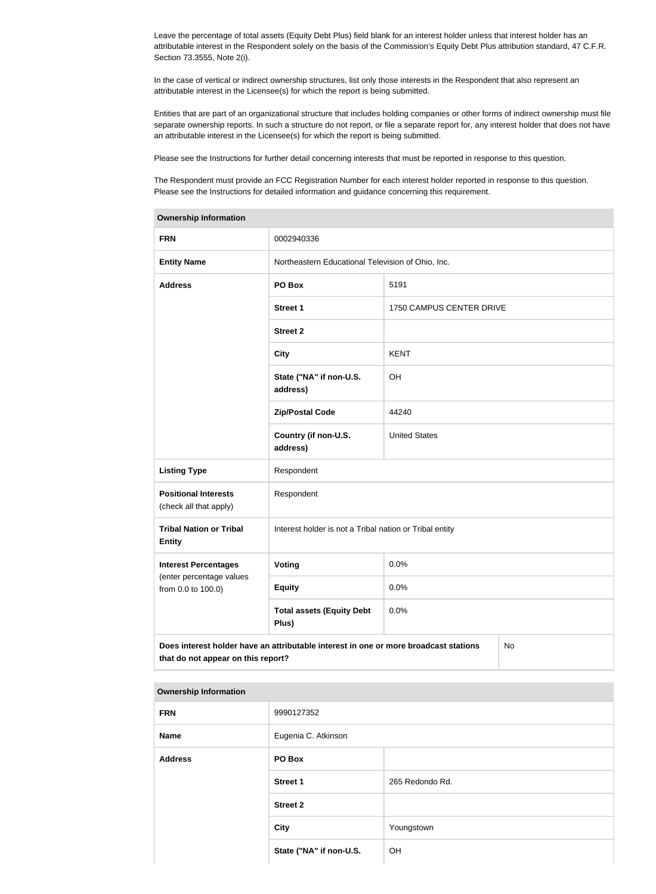Leave the percentage of total assets (Equity Debt Plus) field blank for an interest holder unless that interest holder has an attributable interest in the Respondent solely on the basis of the Commission's Equity Debt Plus attribution standard, 47 C.F.R. Section 73.3555, Note 2(i).

In the case of vertical or indirect ownership structures, list only those interests in the Respondent that also represent an attributable interest in the Licensee(s) for which the report is being submitted.

Entities that are part of an organizational structure that includes holding companies or other forms of indirect ownership must file separate ownership reports. In such a structure do not report, or file a separate report for, any interest holder that does not have an attributable interest in the Licensee(s) for which the report is being submitted.

Please see the Instructions for further detail concerning interests that must be reported in response to this question.

The Respondent must provide an FCC Registration Number for each interest holder reported in response to this question. Please see the Instructions for detailed information and guidance concerning this requirement.

| **Ownership Information** | | |
|---|---|---|
| **FRN** | 0002940336 | |
| **Entity Name** | Northeastern Educational Television of Ohio, Inc. | |
| **Address** | **PO Box** | 5191 |
| | **Street 1** | 1750 CAMPUS CENTER DRIVE |
| | **Street 2** | |
| | **City** | KENT |
| | **State ("NA" if non-U.S. address)** | OH |
| | **Zip/Postal Code** | 44240 |
| | **Country (if non-U.S. address)** | United States |
| **Listing Type** | Respondent | |
| **Positional Interests** (check all that apply) | Respondent | |
| **Tribal Nation or Tribal Entity** | Interest holder is not a Tribal nation or Tribal entity | |
| **Interest Percentages** (enter percentage values from 0.0 to 100.0) | **Voting** | 0.0% |
| | **Equity** | 0.0% |
| | **Total assets (Equity Debt Plus)** | 0.0% |
| **Does interest holder have an attributable interest in one or more broadcast stations that do not appear on this report?** | | No |

| **Ownership Information** | | |
|---|---|---|
| **FRN** | 9990127352 | |
| **Name** | Eugenia C. Atkinson | |
| **Address** | **PO Box** | |
| | **Street 1** | 265 Redondo Rd. |
| | **Street 2** | |
| | **City** | Youngstown |
| | **State ("NA" if non-U.S.** | OH |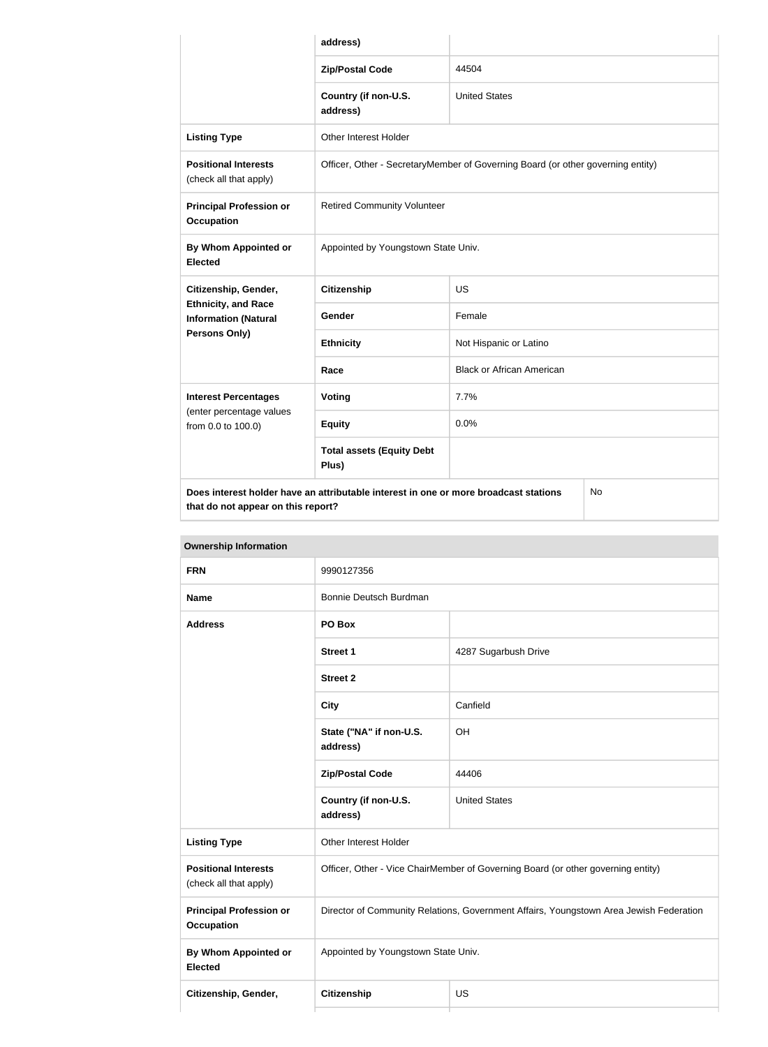| | | |
|---|---|---|
| | address) | |
| | **Zip/Postal Code** | 44504 |
| | **Country (if non-U.S. address)** | United States |
| **Listing Type** | Other Interest Holder | |
| **Positional Interests** (check all that apply) | Officer, Other - SecretaryMember of Governing Board (or other governing entity) | |
| **Principal Profession or Occupation** | Retired Community Volunteer | |
| **By Whom Appointed or Elected** | Appointed by Youngstown State Univ. | |
| **Citizenship, Gender, Ethnicity, and Race Information (Natural Persons Only)** | **Citizenship** | US |
| | **Gender** | Female |
| | **Ethnicity** | Not Hispanic or Latino |
| | **Race** | Black or African American |
| **Interest Percentages** (enter percentage values from 0.0 to 100.0) | **Voting** | 7.7% |
| | **Equity** | 0.0% |
| | **Total assets (Equity Debt Plus)** | |
| **Does interest holder have an attributable interest in one or more broadcast stations that do not appear on this report?** | | No |

| **Ownership Information** | | |
|---|---|---|
| **FRN** | 9990127356 | |
| **Name** | Bonnie Deutsch Burdman | |
| **Address** | **PO Box** | |
| | **Street 1** | 4287 Sugarbush Drive |
| | **Street 2** | |
| | **City** | Canfield |
| | **State ("NA" if non-U.S. address)** | OH |
| | **Zip/Postal Code** | 44406 |
| | **Country (if non-U.S. address)** | United States |
| **Listing Type** | Other Interest Holder | |
| **Positional Interests** (check all that apply) | Officer, Other - Vice ChairMember of Governing Board (or other governing entity) | |
| **Principal Profession or Occupation** | Director of Community Relations, Government Affairs, Youngstown Area Jewish Federation | |
| **By Whom Appointed or Elected** | Appointed by Youngstown State Univ. | |
| **Citizenship, Gender,** | **Citizenship** | US |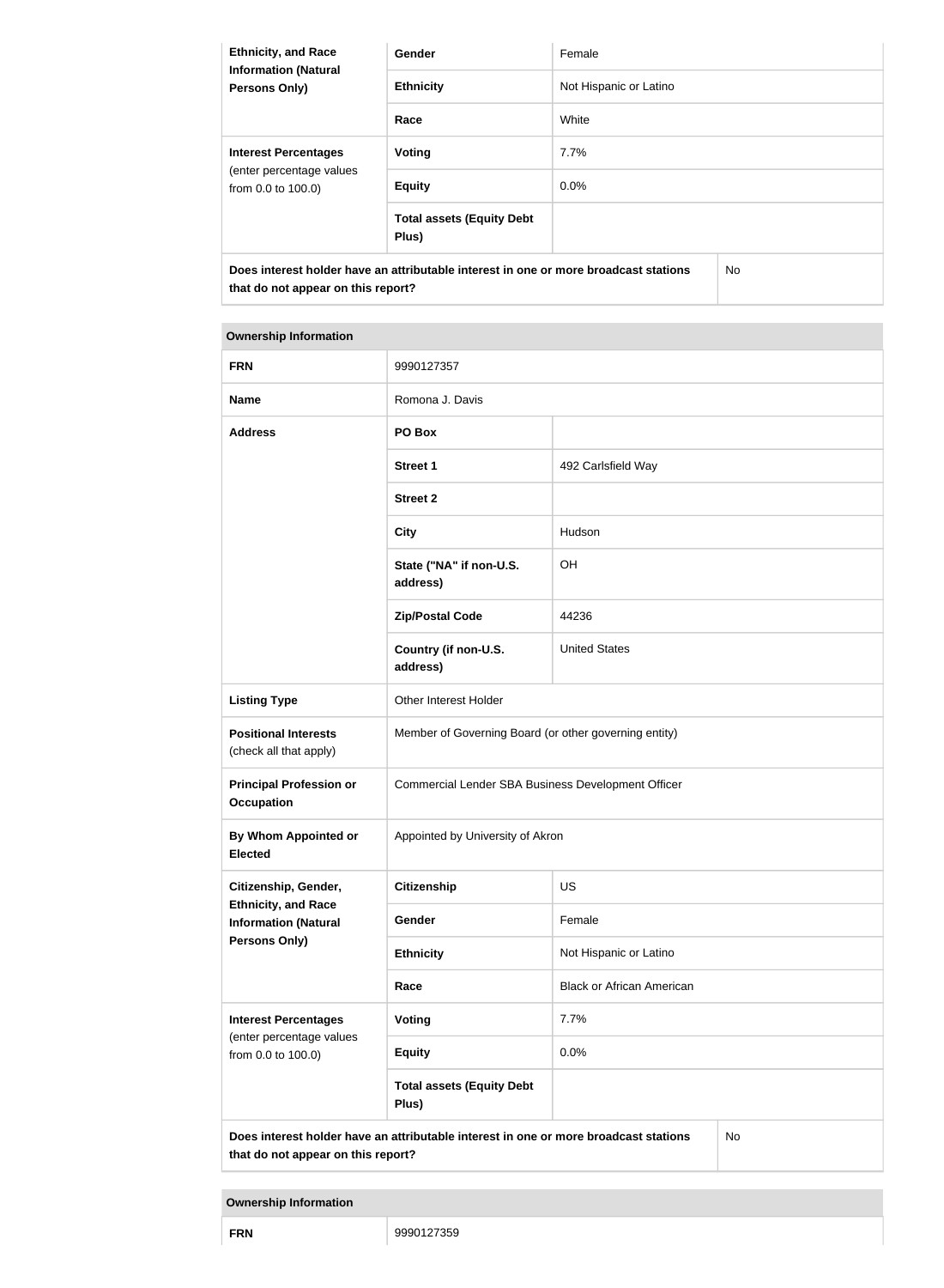| | | |
|---|---|---|
| **Ethnicity, and Race Information (Natural Persons Only)** | **Gender** | Female |
| | **Ethnicity** | Not Hispanic or Latino |
| | **Race** | White |
| **Interest Percentages** (enter percentage values from 0.0 to 100.0) | **Voting** | 7.7% |
| | **Equity** | 0.0% |
| | **Total assets (Equity Debt Plus)** | |
| **Does interest holder have an attributable interest in one or more broadcast stations that do not appear on this report?** | | No |

| **Ownership Information** | | |
|---|---|---|
| **FRN** | 9990127357 | |
| **Name** | Romona J. Davis | |
| **Address** | **PO Box** | |
| | **Street 1** | 492 Carlsfield Way |
| | **Street 2** | |
| | **City** | Hudson |
| | **State ("NA" if non-U.S. address)** | OH |
| | **Zip/Postal Code** | 44236 |
| | **Country (if non-U.S. address)** | United States |
| **Listing Type** | Other Interest Holder | |
| **Positional Interests** (check all that apply) | Member of Governing Board (or other governing entity) | |
| **Principal Profession or Occupation** | Commercial Lender SBA Business Development Officer | |
| **By Whom Appointed or Elected** | Appointed by University of Akron | |
| **Citizenship, Gender, Ethnicity, and Race Information (Natural Persons Only)** | **Citizenship** | US |
| | **Gender** | Female |
| | **Ethnicity** | Not Hispanic or Latino |
| | **Race** | Black or African American |
| **Interest Percentages** (enter percentage values from 0.0 to 100.0) | **Voting** | 7.7% |
| | **Equity** | 0.0% |
| | **Total assets (Equity Debt Plus)** | |
| **Does interest holder have an attributable interest in one or more broadcast stations that do not appear on this report?** | | No |

| **Ownership Information** | |
|---|---|
| **FRN** | 9990127359 |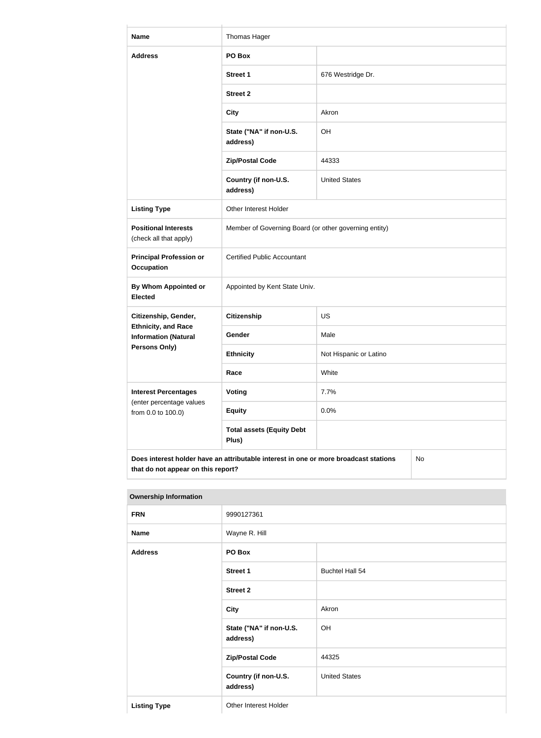| | | |
|---|---|---|
| **Name** | Thomas Hager | |
| **Address** | **PO Box** | |
| | **Street 1** | 676 Westridge Dr. |
| | **Street 2** | |
| | **City** | Akron |
| | **State ("NA" if non-U.S. address)** | OH |
| | **Zip/Postal Code** | 44333 |
| | **Country (if non-U.S. address)** | United States |
| **Listing Type** | Other Interest Holder | |
| **Positional Interests** (check all that apply) | Member of Governing Board (or other governing entity) | |
| **Principal Profession or Occupation** | Certified Public Accountant | |
| **By Whom Appointed or Elected** | Appointed by Kent State Univ. | |
| **Citizenship, Gender, Ethnicity, and Race Information (Natural Persons Only)** | **Citizenship** | US |
| | **Gender** | Male |
| | **Ethnicity** | Not Hispanic or Latino |
| | **Race** | White |
| **Interest Percentages** (enter percentage values from 0.0 to 100.0) | **Voting** | 7.7% |
| | **Equity** | 0.0% |
| | **Total assets (Equity Debt Plus)** | |
| **Does interest holder have an attributable interest in one or more broadcast stations that do not appear on this report?** | | No |

| **Ownership Information** | | |
|---|---|---|
| **FRN** | 9990127361 | |
| **Name** | Wayne R. Hill | |
| **Address** | **PO Box** | |
| | **Street 1** | Buchtel Hall 54 |
| | **Street 2** | |
| | **City** | Akron |
| | **State ("NA" if non-U.S. address)** | OH |
| | **Zip/Postal Code** | 44325 |
| | **Country (if non-U.S. address)** | United States |
| **Listing Type** | Other Interest Holder | |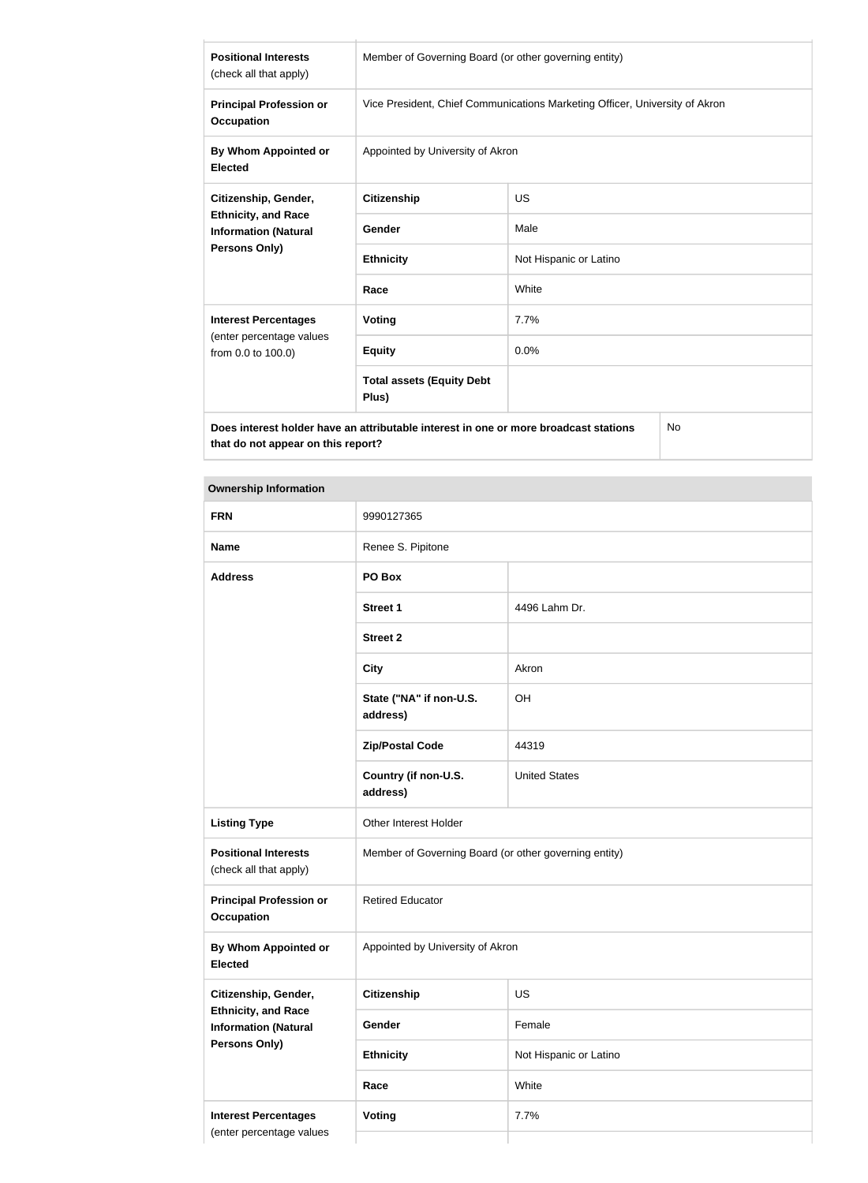| | | |
|---|---|---|
| **Positional Interests** (check all that apply) | Member of Governing Board (or other governing entity) | |
| **Principal Profession or Occupation** | Vice President, Chief Communications Marketing Officer, University of Akron | |
| **By Whom Appointed or Elected** | Appointed by University of Akron | |
| **Citizenship, Gender, Ethnicity, and Race Information (Natural Persons Only)** | **Citizenship** | US |
| | **Gender** | Male |
| | **Ethnicity** | Not Hispanic or Latino |
| | **Race** | White |
| **Interest Percentages** (enter percentage values from 0.0 to 100.0) | **Voting** | 7.7% |
| | **Equity** | 0.0% |
| | **Total assets (Equity Debt Plus)** | |
| **Does interest holder have an attributable interest in one or more broadcast stations that do not appear on this report?** | | No |

| **Ownership Information** | | |
|---|---|---|
| **FRN** | 9990127365 | |
| **Name** | Renee S. Pipitone | |
| **Address** | **PO Box** | |
| | **Street 1** | 4496 Lahm Dr. |
| | **Street 2** | |
| | **City** | Akron |
| | **State ("NA" if non-U.S. address)** | OH |
| | **Zip/Postal Code** | 44319 |
| | **Country (if non-U.S. address)** | United States |
| **Listing Type** | Other Interest Holder | |
| **Positional Interests** (check all that apply) | Member of Governing Board (or other governing entity) | |
| **Principal Profession or Occupation** | Retired Educator | |
| **By Whom Appointed or Elected** | Appointed by University of Akron | |
| **Citizenship, Gender, Ethnicity, and Race Information (Natural Persons Only)** | **Citizenship** | US |
| | **Gender** | Female |
| | **Ethnicity** | Not Hispanic or Latino |
| | **Race** | White |
| **Interest Percentages** (enter percentage values | **Voting** | 7.7% |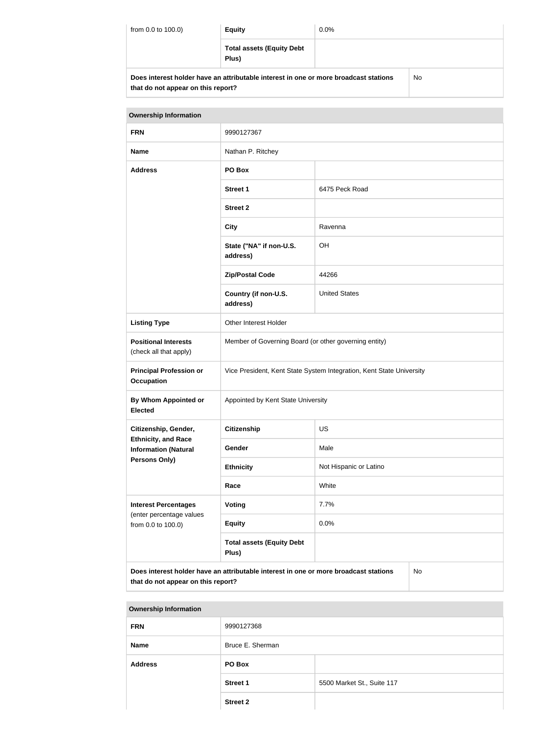| | | |
|---|---|---|
| from 0.0 to 100.0) | **Equity** | 0.0% |
| | **Total assets (Equity Debt Plus)** | |
| **Does interest holder have an attributable interest in one or more broadcast stations that do not appear on this report?** | | No |

| **Ownership Information** | | |
|---|---|---|
| **FRN** | 9990127367 | |
| **Name** | Nathan P. Ritchey | |
| **Address** | **PO Box** | |
| | **Street 1** | 6475 Peck Road |
| | **Street 2** | |
| | **City** | Ravenna |
| | **State ("NA" if non-U.S. address)** | OH |
| | **Zip/Postal Code** | 44266 |
| | **Country (if non-U.S. address)** | United States |
| **Listing Type** | Other Interest Holder | |
| **Positional Interests** (check all that apply) | Member of Governing Board (or other governing entity) | |
| **Principal Profession or Occupation** | Vice President, Kent State System Integration, Kent State University | |
| **By Whom Appointed or Elected** | Appointed by Kent State University | |
| **Citizenship, Gender, Ethnicity, and Race Information (Natural Persons Only)** | **Citizenship** | US |
| | **Gender** | Male |
| | **Ethnicity** | Not Hispanic or Latino |
| | **Race** | White |
| **Interest Percentages** (enter percentage values from 0.0 to 100.0) | **Voting** | 7.7% |
| | **Equity** | 0.0% |
| | **Total assets (Equity Debt Plus)** | |
| **Does interest holder have an attributable interest in one or more broadcast stations that do not appear on this report?** | | No |

| **Ownership Information** | | |
|---|---|---|
| **FRN** | 9990127368 | |
| **Name** | Bruce E. Sherman | |
| **Address** | **PO Box** | |
| | **Street 1** | 5500 Market St., Suite 117 |
| | **Street 2** | |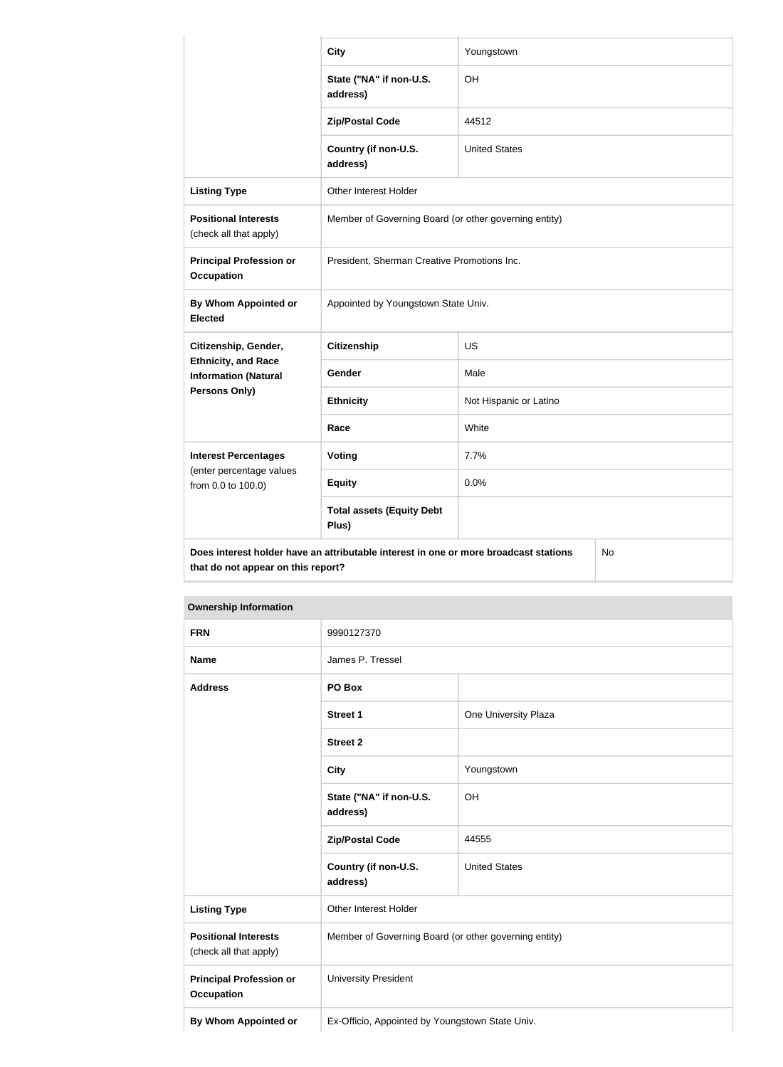| | | |
|---|---|---|
| | **City** | Youngstown |
| | **State ("NA" if non-U.S. address)** | OH |
| | **Zip/Postal Code** | 44512 |
| | **Country (if non-U.S. address)** | United States |
| **Listing Type** | Other Interest Holder | |
| **Positional Interests** (check all that apply) | Member of Governing Board (or other governing entity) | |
| **Principal Profession or Occupation** | President, Sherman Creative Promotions Inc. | |
| **By Whom Appointed or Elected** | Appointed by Youngstown State Univ. | |
| **Citizenship, Gender, Ethnicity, and Race Information (Natural Persons Only)** | **Citizenship** | US |
| | **Gender** | Male |
| | **Ethnicity** | Not Hispanic or Latino |
| | **Race** | White |
| **Interest Percentages** (enter percentage values from 0.0 to 100.0) | **Voting** | 7.7% |
| | **Equity** | 0.0% |
| | **Total assets (Equity Debt Plus)** | |
| **Does interest holder have an attributable interest in one or more broadcast stations that do not appear on this report?** | | No |

| **Ownership Information** | | |
|---|---|---|
| **FRN** | 9990127370 | |
| **Name** | James P. Tressel | |
| **Address** | **PO Box** | |
| | **Street 1** | One University Plaza |
| | **Street 2** | |
| | **City** | Youngstown |
| | **State ("NA" if non-U.S. address)** | OH |
| | **Zip/Postal Code** | 44555 |
| | **Country (if non-U.S. address)** | United States |
| **Listing Type** | Other Interest Holder | |
| **Positional Interests** (check all that apply) | Member of Governing Board (or other governing entity) | |
| **Principal Profession or Occupation** | University President | |
| **By Whom Appointed or** | Ex-Officio, Appointed by Youngstown State Univ. | |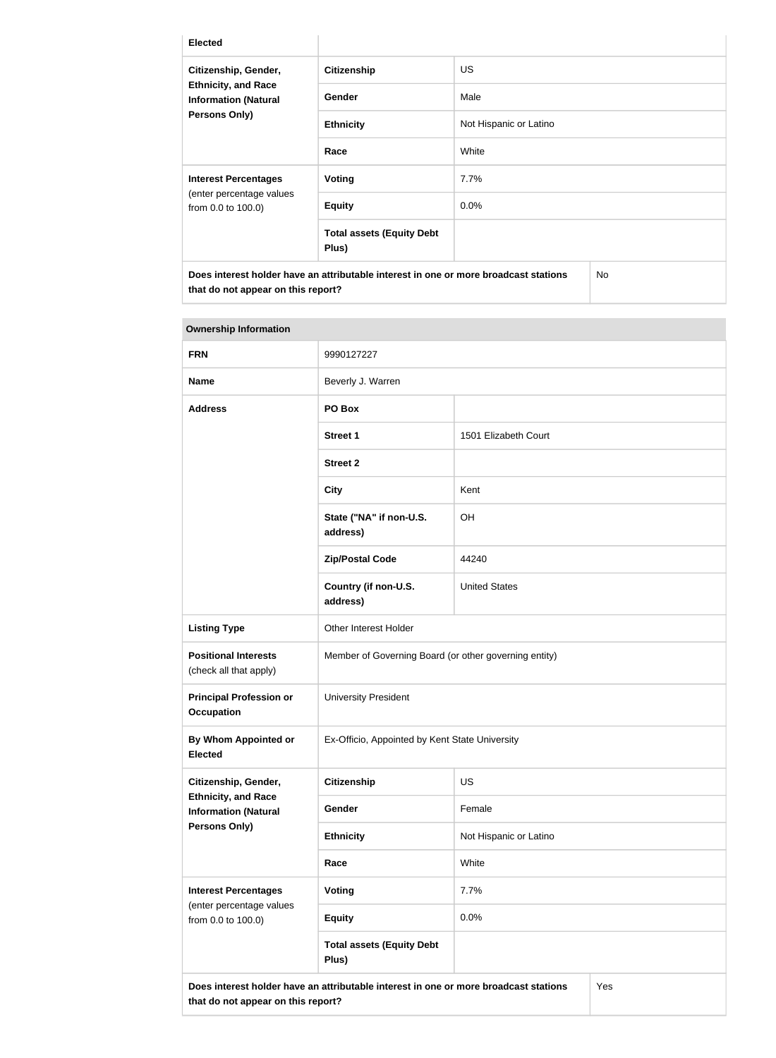| | | |
|---|---|---|
| **Elected** | | |
| **Citizenship, Gender, Ethnicity, and Race Information (Natural Persons Only)** | **Citizenship** | US |
| | **Gender** | Male |
| | **Ethnicity** | Not Hispanic or Latino |
| | **Race** | White |
| **Interest Percentages** (enter percentage values from 0.0 to 100.0) | **Voting** | 7.7% |
| | **Equity** | 0.0% |
| | **Total assets (Equity Debt Plus)** | |
| **Does interest holder have an attributable interest in one or more broadcast stations that do not appear on this report?** | | No |

| **Ownership Information** | | |
|---|---|---|
| **FRN** | 9990127227 | |
| **Name** | Beverly J. Warren | |
| **Address** | **PO Box** | |
| | **Street 1** | 1501 Elizabeth Court |
| | **Street 2** | |
| | **City** | Kent |
| | **State ("NA" if non-U.S. address)** | OH |
| | **Zip/Postal Code** | 44240 |
| | **Country (if non-U.S. address)** | United States |
| **Listing Type** | Other Interest Holder | |
| **Positional Interests** (check all that apply) | Member of Governing Board (or other governing entity) | |
| **Principal Profession or Occupation** | University President | |
| **By Whom Appointed or Elected** | Ex-Officio, Appointed by Kent State University | |
| **Citizenship, Gender, Ethnicity, and Race Information (Natural Persons Only)** | **Citizenship** | US |
| | **Gender** | Female |
| | **Ethnicity** | Not Hispanic or Latino |
| | **Race** | White |
| **Interest Percentages** (enter percentage values from 0.0 to 100.0) | **Voting** | 7.7% |
| | **Equity** | 0.0% |
| | **Total assets (Equity Debt Plus)** | |
| **Does interest holder have an attributable interest in one or more broadcast stations that do not appear on this report?** | | Yes |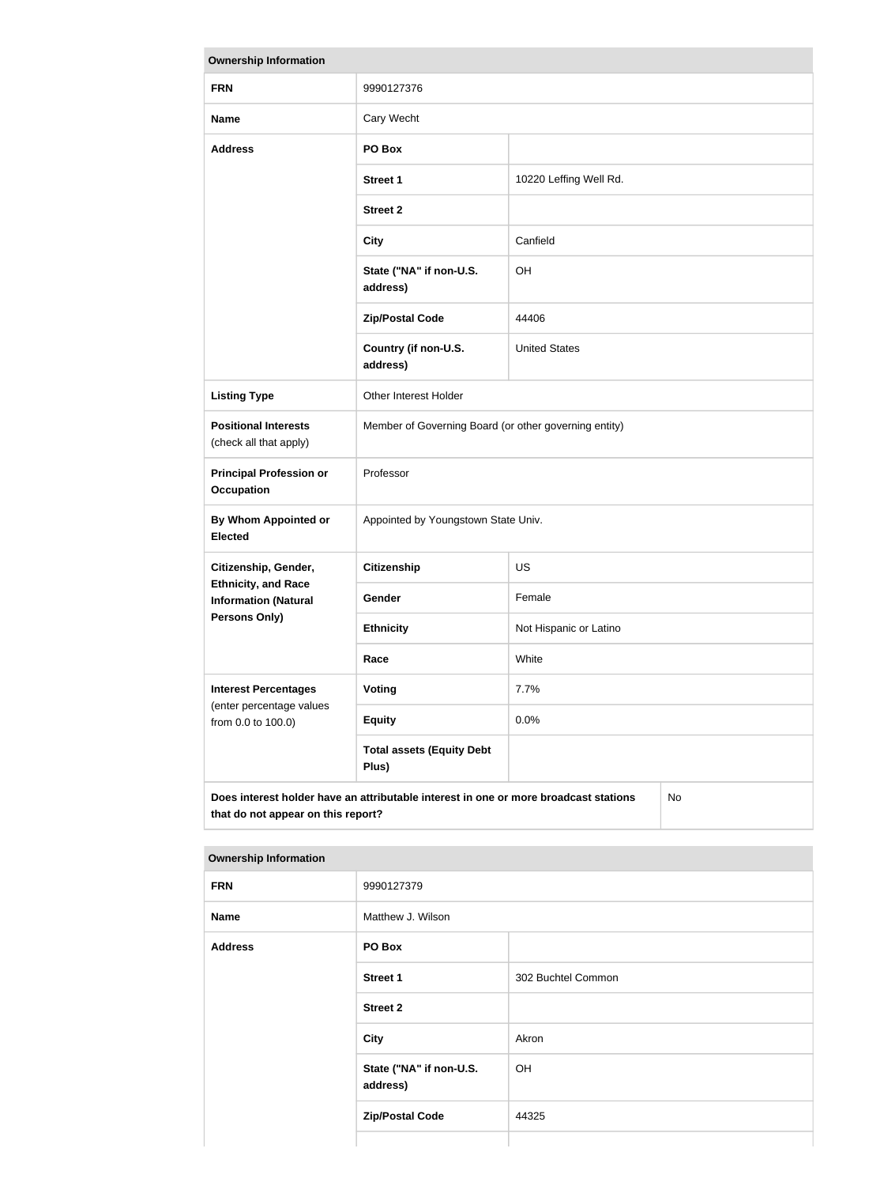**Ownership Information**

| | | |
|---|---|---|
| **FRN** | 9990127376 | |
| **Name** | Cary Wecht | |
| **Address** | **PO Box** | |
| | **Street 1** | 10220 Leffing Well Rd. |
| | **Street 2** | |
| | **City** | Canfield |
| | **State ("NA" if non-U.S. address)** | OH |
| | **Zip/Postal Code** | 44406 |
| | **Country (if non-U.S. address)** | United States |
| **Listing Type** | Other Interest Holder | |
| **Positional Interests** (check all that apply) | Member of Governing Board (or other governing entity) | |
| **Principal Profession or Occupation** | Professor | |
| **By Whom Appointed or Elected** | Appointed by Youngstown State Univ. | |
| **Citizenship, Gender, Ethnicity, and Race Information (Natural Persons Only)** | **Citizenship** | US |
| | **Gender** | Female |
| | **Ethnicity** | Not Hispanic or Latino |
| | **Race** | White |
| **Interest Percentages** (enter percentage values from 0.0 to 100.0) | **Voting** | 7.7% |
| | **Equity** | 0.0% |
| | **Total assets (Equity Debt Plus)** | |
| **Does interest holder have an attributable interest in one or more broadcast stations that do not appear on this report?** | | No |

**Ownership Information**

| | | |
|---|---|---|
| **FRN** | 9990127379 | |
| **Name** | Matthew J. Wilson | |
| **Address** | **PO Box** | |
| | **Street 1** | 302 Buchtel Common |
| | **Street 2** | |
| | **City** | Akron |
| | **State ("NA" if non-U.S. address)** | OH |
| | **Zip/Postal Code** | 44325 |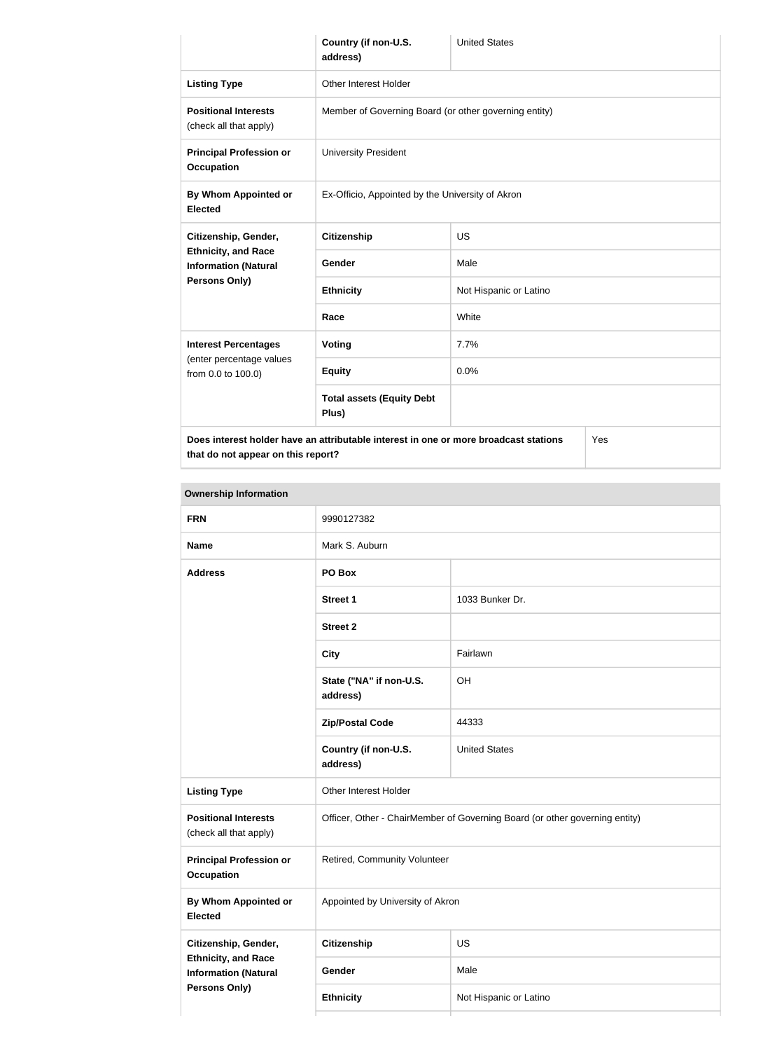| | | |
|---|---|---|
| | Country (if non-U.S. address) | United States |
| **Listing Type** | Other Interest Holder | |
| **Positional Interests** (check all that apply) | Member of Governing Board (or other governing entity) | |
| **Principal Profession or Occupation** | University President | |
| **By Whom Appointed or Elected** | Ex-Officio, Appointed by the University of Akron | |
| **Citizenship, Gender, Ethnicity, and Race Information (Natural Persons Only)** | **Citizenship** | US |
| | **Gender** | Male |
| | **Ethnicity** | Not Hispanic or Latino |
| | **Race** | White |
| **Interest Percentages** (enter percentage values from 0.0 to 100.0) | **Voting** | 7.7% |
| | **Equity** | 0.0% |
| | **Total assets (Equity Debt Plus)** | |
| **Does interest holder have an attributable interest in one or more broadcast stations that do not appear on this report?** | | Yes |

**Ownership Information**

| | | |
|---|---|---|
| **FRN** | 9990127382 | |
| **Name** | Mark S. Auburn | |
| **Address** | **PO Box** | |
| | **Street 1** | 1033 Bunker Dr. |
| | **Street 2** | |
| | **City** | Fairlawn |
| | **State ("NA" if non-U.S. address)** | OH |
| | **Zip/Postal Code** | 44333 |
| | **Country (if non-U.S. address)** | United States |
| **Listing Type** | Other Interest Holder | |
| **Positional Interests** (check all that apply) | Officer, Other - ChairMember of Governing Board (or other governing entity) | |
| **Principal Profession or Occupation** | Retired, Community Volunteer | |
| **By Whom Appointed or Elected** | Appointed by University of Akron | |
| **Citizenship, Gender, Ethnicity, and Race Information (Natural Persons Only)** | **Citizenship** | US |
| | **Gender** | Male |
| | **Ethnicity** | Not Hispanic or Latino |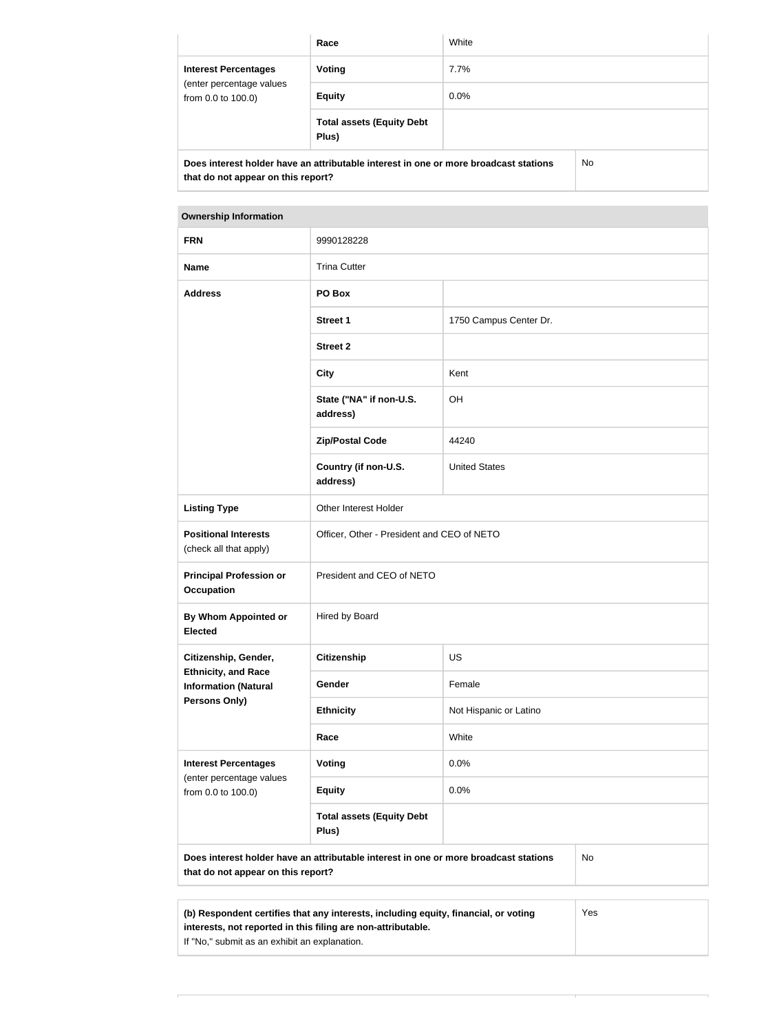| | | |
|---|---|---|
| | **Race** | White |
| **Interest Percentages** (enter percentage values from 0.0 to 100.0) | **Voting** | 7.7% |
| | **Equity** | 0.0% |
| | **Total assets (Equity Debt Plus)** | |
| **Does interest holder have an attributable interest in one or more broadcast stations that do not appear on this report?** | | No |

| **Ownership Information** | | |
|---|---|---|
| **FRN** | 9990128228 | |
| **Name** | Trina Cutter | |
| **Address** | **PO Box** | |
| | **Street 1** | 1750 Campus Center Dr. |
| | **Street 2** | |
| | **City** | Kent |
| | **State ("NA" if non-U.S. address)** | OH |
| | **Zip/Postal Code** | 44240 |
| | **Country (if non-U.S. address)** | United States |
| **Listing Type** | Other Interest Holder | |
| **Positional Interests** (check all that apply) | Officer, Other - President and CEO of NETO | |
| **Principal Profession or Occupation** | President and CEO of NETO | |
| **By Whom Appointed or Elected** | Hired by Board | |
| **Citizenship, Gender, Ethnicity, and Race Information (Natural Persons Only)** | **Citizenship** | US |
| | **Gender** | Female |
| | **Ethnicity** | Not Hispanic or Latino |
| | **Race** | White |
| **Interest Percentages** (enter percentage values from 0.0 to 100.0) | **Voting** | 0.0% |
| | **Equity** | 0.0% |
| | **Total assets (Equity Debt Plus)** | |
| **Does interest holder have an attributable interest in one or more broadcast stations that do not appear on this report?** | | No |

| | |
|---|---|
| **(b) Respondent certifies that any interests, including equity, financial, or voting interests, not reported in this filing are non-attributable.** If "No," submit as an exhibit an explanation. | Yes |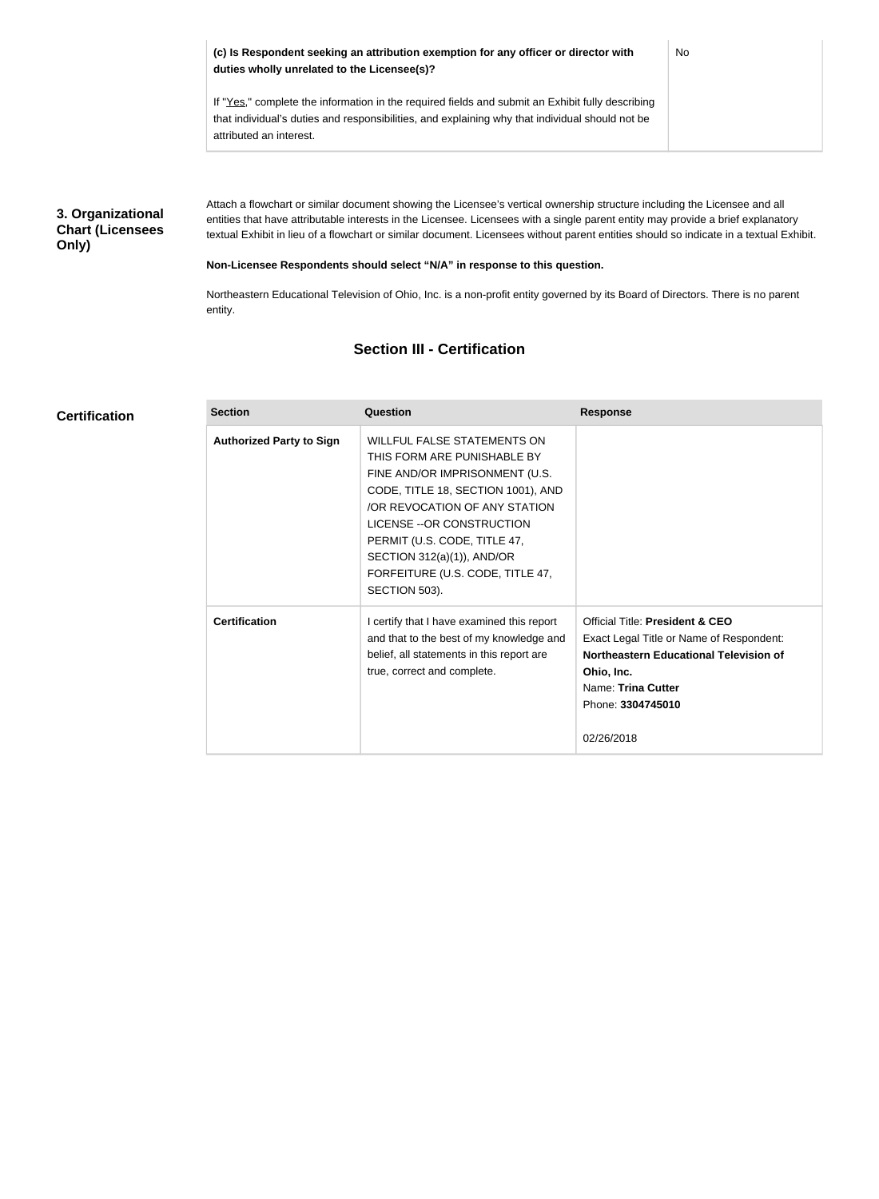| | |
|---|---|
| **(c) Is Respondent seeking an attribution exemption for any officer or director with duties wholly unrelated to the Licensee(s)?**<br><br>If "Yes," complete the information in the required fields and submit an Exhibit fully describing that individual's duties and responsibilities, and explaining why that individual should not be attributed an interest. | No |

### 3. Organizational Chart (Licensees Only)

Attach a flowchart or similar document showing the Licensee's vertical ownership structure including the Licensee and all entities that have attributable interests in the Licensee. Licensees with a single parent entity may provide a brief explanatory textual Exhibit in lieu of a flowchart or similar document. Licensees without parent entities should so indicate in a textual Exhibit.

**Non-Licensee Respondents should select "N/A" in response to this question.**

Northeastern Educational Television of Ohio, Inc. is a non-profit entity governed by its Board of Directors. There is no parent entity.

## Section III - Certification

### Certification

| Section | Question | Response |
|---|---|---|
| **Authorized Party to Sign** | WILLFUL FALSE STATEMENTS ON THIS FORM ARE PUNISHABLE BY FINE AND/OR IMPRISONMENT (U.S. CODE, TITLE 18, SECTION 1001), AND /OR REVOCATION OF ANY STATION LICENSE --OR CONSTRUCTION PERMIT (U.S. CODE, TITLE 47, SECTION 312(a)(1)), AND/OR FORFEITURE (U.S. CODE, TITLE 47, SECTION 503). | |
| **Certification** | I certify that I have examined this report and that to the best of my knowledge and belief, all statements in this report are true, correct and complete. | Official Title: **President & CEO**<br>Exact Legal Title or Name of Respondent: **Northeastern Educational Television of Ohio, Inc.**<br>Name: **Trina Cutter**<br>Phone: **3304745010**<br><br>02/26/2018 |